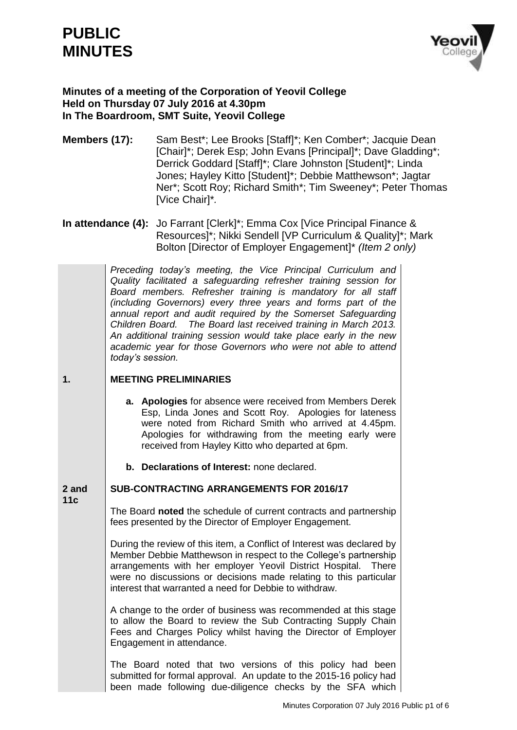# PUBLIC MINUTES

**Minutes of a meeting of the Corporation of Yeovil College**
**Held on Thursday 07 July 2016 at 4.30pm**
**In The Boardroom, SMT Suite, Yeovil College**

**Members (17):** Sam Best*; Lee Brooks [Staff]*; Ken Comber*; Jacquie Dean [Chair]*; Derek Esp; John Evans [Principal]*; Dave Gladding*; Derrick Goddard [Staff]*; Clare Johnston [Student]*; Linda Jones; Hayley Kitto [Student]*; Debbie Matthewson*; Jagtar Ner*; Scott Roy; Richard Smith*; Tim Sweeney*; Peter Thomas [Vice Chair]*.

**In attendance (4):** Jo Farrant [Clerk]*; Emma Cox [Vice Principal Finance & Resources]*; Nikki Sendell [VP Curriculum & Quality]*; Mark Bolton [Director of Employer Engagement]* *(Item 2 only)*

*Preceding today's meeting, the Vice Principal Curriculum and Quality facilitated a safeguarding refresher training session for Board members. Refresher training is mandatory for all staff (including Governors) every three years and forms part of the annual report and audit required by the Somerset Safeguarding Children Board. The Board last received training in March 2013. An additional training session would take place early in the new academic year for those Governors who were not able to attend today's session.*

## 1. MEETING PRELIMINARIES

**a. Apologies** for absence were received from Members Derek Esp, Linda Jones and Scott Roy. Apologies for lateness were noted from Richard Smith who arrived at 4.45pm. Apologies for withdrawing from the meeting early were received from Hayley Kitto who departed at 6pm.

**b. Declarations of Interest:** none declared.

## 2 and 11c SUB-CONTRACTING ARRANGEMENTS FOR 2016/17

The Board **noted** the schedule of current contracts and partnership fees presented by the Director of Employer Engagement.

During the review of this item, a Conflict of Interest was declared by Member Debbie Matthewson in respect to the College's partnership arrangements with her employer Yeovil District Hospital. There were no discussions or decisions made relating to this particular interest that warranted a need for Debbie to withdraw.

A change to the order of business was recommended at this stage to allow the Board to review the Sub Contracting Supply Chain Fees and Charges Policy whilst having the Director of Employer Engagement in attendance.

The Board noted that two versions of this policy had been submitted for formal approval. An update to the 2015-16 policy had been made following due-diligence checks by the SFA which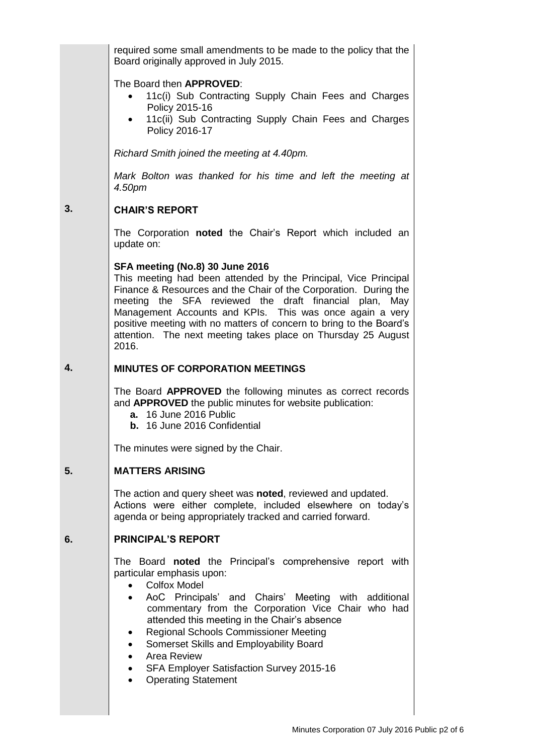required some small amendments to be made to the policy that the Board originally approved in July 2015.

The Board then **APPROVED**:

- 11c(i) Sub Contracting Supply Chain Fees and Charges Policy 2015-16
- 11c(ii) Sub Contracting Supply Chain Fees and Charges Policy 2016-17

*Richard Smith joined the meeting at 4.40pm.*

*Mark Bolton was thanked for his time and left the meeting at 4.50pm*

## 3. CHAIR'S REPORT

The Corporation **noted** the Chair's Report which included an update on:

**SFA meeting (No.8) 30 June 2016**
This meeting had been attended by the Principal, Vice Principal Finance & Resources and the Chair of the Corporation. During the meeting the SFA reviewed the draft financial plan, May Management Accounts and KPIs. This was once again a very positive meeting with no matters of concern to bring to the Board's attention. The next meeting takes place on Thursday 25 August 2016.

## 4. MINUTES OF CORPORATION MEETINGS

The Board **APPROVED** the following minutes as correct records and **APPROVED** the public minutes for website publication:

- **a.** 16 June 2016 Public
- **b.** 16 June 2016 Confidential

The minutes were signed by the Chair.

## 5. MATTERS ARISING

The action and query sheet was **noted**, reviewed and updated. Actions were either complete, included elsewhere on today's agenda or being appropriately tracked and carried forward.

## 6. PRINCIPAL'S REPORT

The Board **noted** the Principal's comprehensive report with particular emphasis upon:

- Colfox Model
- AoC Principals' and Chairs' Meeting with additional commentary from the Corporation Vice Chair who had attended this meeting in the Chair's absence
- Regional Schools Commissioner Meeting
- Somerset Skills and Employability Board
- Area Review
- SFA Employer Satisfaction Survey 2015-16
- Operating Statement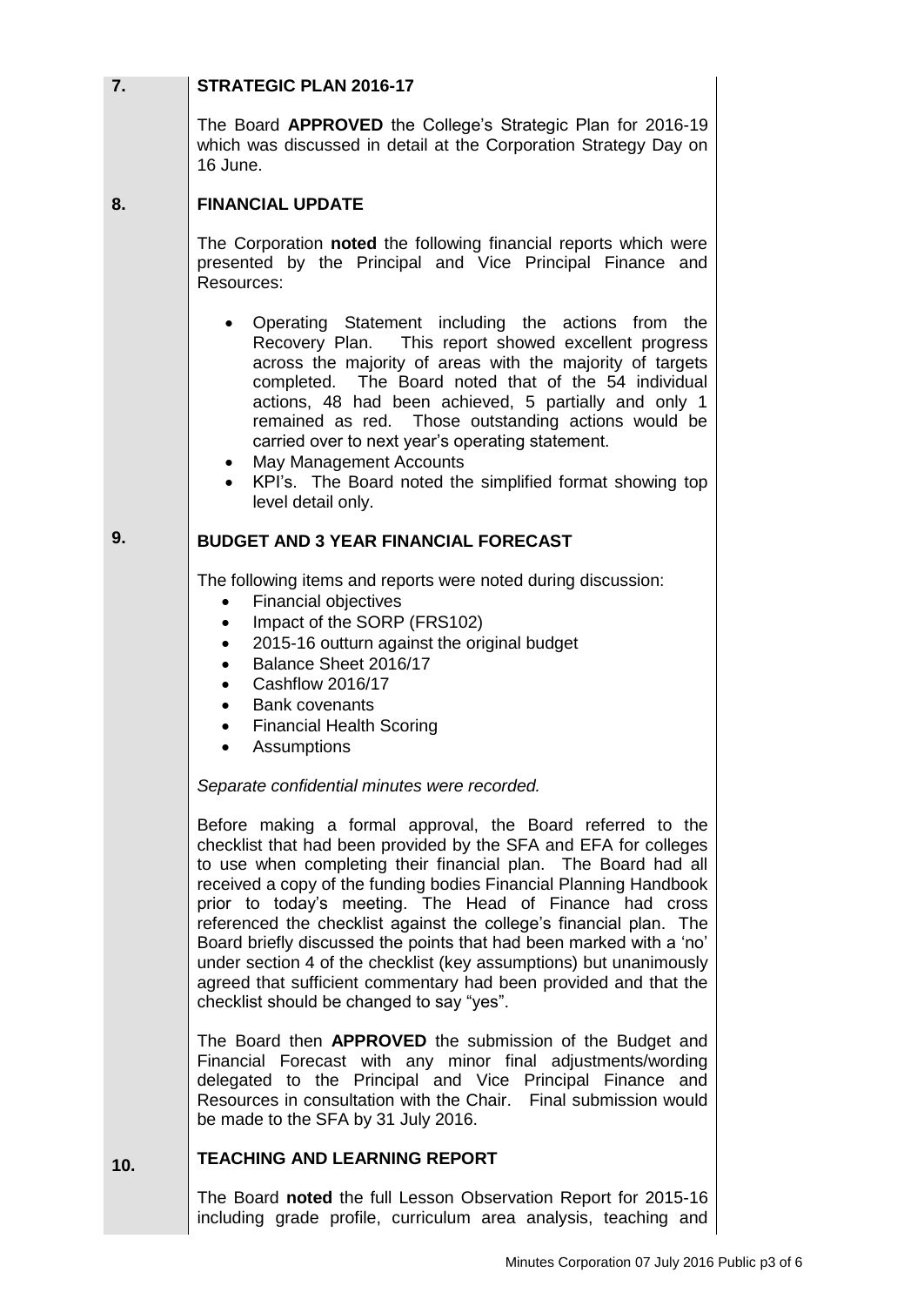## 7. STRATEGIC PLAN 2016-17

The Board **APPROVED** the College's Strategic Plan for 2016-19 which was discussed in detail at the Corporation Strategy Day on 16 June.

## 8. FINANCIAL UPDATE

The Corporation **noted** the following financial reports which were presented by the Principal and Vice Principal Finance and Resources:

- Operating Statement including the actions from the Recovery Plan. This report showed excellent progress across the majority of areas with the majority of targets completed. The Board noted that of the 54 individual actions, 48 had been achieved, 5 partially and only 1 remained as red. Those outstanding actions would be carried over to next year's operating statement.
- May Management Accounts
- KPI's. The Board noted the simplified format showing top level detail only.

## 9. BUDGET AND 3 YEAR FINANCIAL FORECAST

The following items and reports were noted during discussion:

- Financial objectives
- Impact of the SORP (FRS102)
- 2015-16 outturn against the original budget
- Balance Sheet 2016/17
- Cashflow 2016/17
- Bank covenants
- Financial Health Scoring
- Assumptions

*Separate confidential minutes were recorded.*

Before making a formal approval, the Board referred to the checklist that had been provided by the SFA and EFA for colleges to use when completing their financial plan. The Board had all received a copy of the funding bodies Financial Planning Handbook prior to today's meeting. The Head of Finance had cross referenced the checklist against the college's financial plan. The Board briefly discussed the points that had been marked with a 'no' under section 4 of the checklist (key assumptions) but unanimously agreed that sufficient commentary had been provided and that the checklist should be changed to say "yes".

The Board then **APPROVED** the submission of the Budget and Financial Forecast with any minor final adjustments/wording delegated to the Principal and Vice Principal Finance and Resources in consultation with the Chair. Final submission would be made to the SFA by 31 July 2016.

## 10. TEACHING AND LEARNING REPORT

The Board **noted** the full Lesson Observation Report for 2015-16 including grade profile, curriculum area analysis, teaching and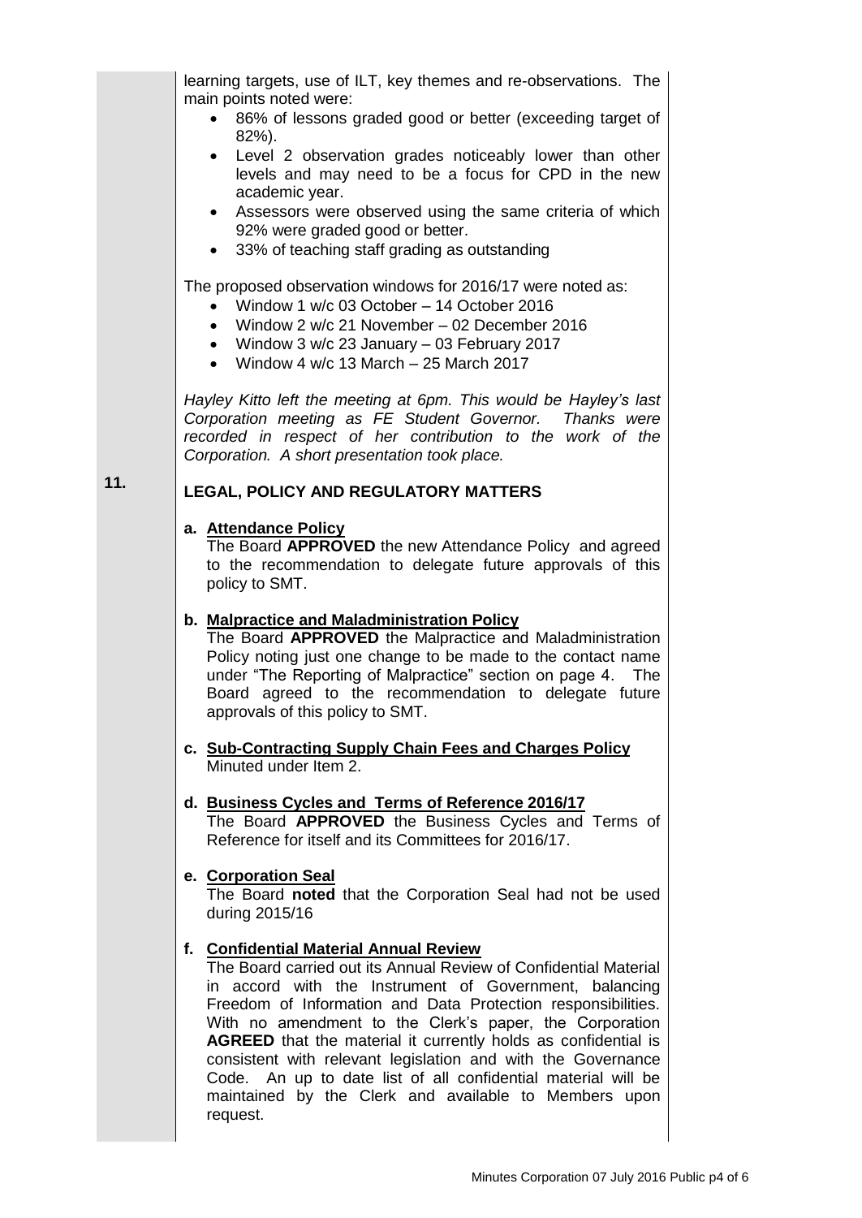learning targets, use of ILT, key themes and re-observations. The main points noted were:

- 86% of lessons graded good or better (exceeding target of 82%).
- Level 2 observation grades noticeably lower than other levels and may need to be a focus for CPD in the new academic year.
- Assessors were observed using the same criteria of which 92% were graded good or better.
- 33% of teaching staff grading as outstanding

The proposed observation windows for 2016/17 were noted as:

- Window 1 w/c 03 October – 14 October 2016
- Window 2 w/c 21 November – 02 December 2016
- Window 3 w/c 23 January – 03 February 2017
- Window 4 w/c 13 March – 25 March 2017

*Hayley Kitto left the meeting at 6pm. This would be Hayley's last Corporation meeting as FE Student Governor. Thanks were recorded in respect of her contribution to the work of the Corporation. A short presentation took place.*

## 11. LEGAL, POLICY AND REGULATORY MATTERS

**a. Attendance Policy**

The Board **APPROVED** the new Attendance Policy and agreed to the recommendation to delegate future approvals of this policy to SMT.

**b. Malpractice and Maladministration Policy**

The Board **APPROVED** the Malpractice and Maladministration Policy noting just one change to be made to the contact name under "The Reporting of Malpractice" section on page 4. The Board agreed to the recommendation to delegate future approvals of this policy to SMT.

**c. Sub-Contracting Supply Chain Fees and Charges Policy**

Minuted under Item 2.

**d. Business Cycles and Terms of Reference 2016/17**

The Board **APPROVED** the Business Cycles and Terms of Reference for itself and its Committees for 2016/17.

**e. Corporation Seal**

The Board **noted** that the Corporation Seal had not be used during 2015/16

**f. Confidential Material Annual Review**

The Board carried out its Annual Review of Confidential Material in accord with the Instrument of Government, balancing Freedom of Information and Data Protection responsibilities. With no amendment to the Clerk's paper, the Corporation **AGREED** that the material it currently holds as confidential is consistent with relevant legislation and with the Governance Code. An up to date list of all confidential material will be maintained by the Clerk and available to Members upon request.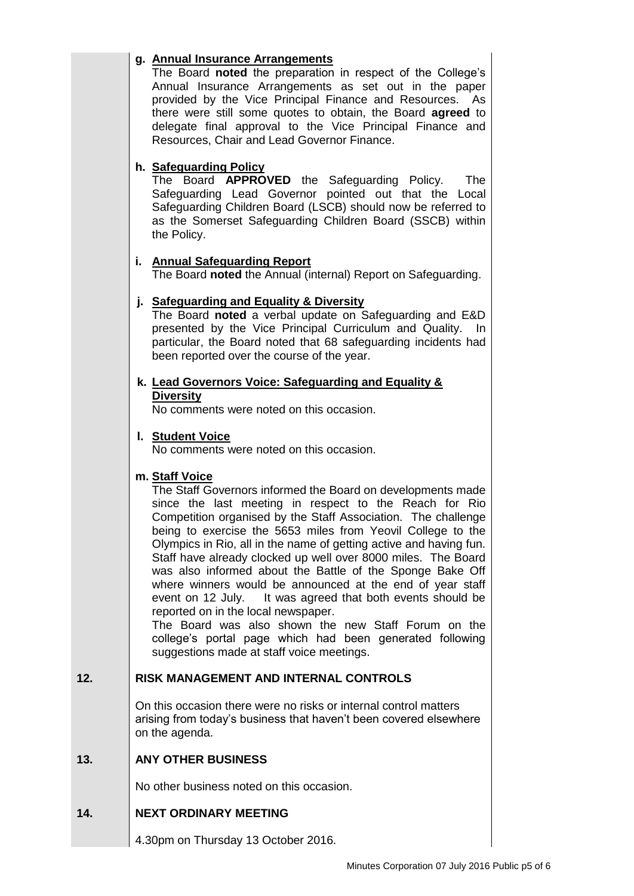**g. Annual Insurance Arrangements**

The Board **noted** the preparation in respect of the College's Annual Insurance Arrangements as set out in the paper provided by the Vice Principal Finance and Resources. As there were still some quotes to obtain, the Board **agreed** to delegate final approval to the Vice Principal Finance and Resources, Chair and Lead Governor Finance.

**h. Safeguarding Policy**

The Board **APPROVED** the Safeguarding Policy. The Safeguarding Lead Governor pointed out that the Local Safeguarding Children Board (LSCB) should now be referred to as the Somerset Safeguarding Children Board (SSCB) within the Policy.

**i. Annual Safeguarding Report**

The Board **noted** the Annual (internal) Report on Safeguarding.

**j. Safeguarding and Equality & Diversity**

The Board **noted** a verbal update on Safeguarding and E&D presented by the Vice Principal Curriculum and Quality. In particular, the Board noted that 68 safeguarding incidents had been reported over the course of the year.

**k. Lead Governors Voice: Safeguarding and Equality & Diversity**

No comments were noted on this occasion.

**l. Student Voice**

No comments were noted on this occasion.

**m. Staff Voice**

The Staff Governors informed the Board on developments made since the last meeting in respect to the Reach for Rio Competition organised by the Staff Association. The challenge being to exercise the 5653 miles from Yeovil College to the Olympics in Rio, all in the name of getting active and having fun. Staff have already clocked up well over 8000 miles. The Board was also informed about the Battle of the Sponge Bake Off where winners would be announced at the end of year staff event on 12 July. It was agreed that both events should be reported on in the local newspaper.

The Board was also shown the new Staff Forum on the college's portal page which had been generated following suggestions made at staff voice meetings.

## 12. RISK MANAGEMENT AND INTERNAL CONTROLS

On this occasion there were no risks or internal control matters arising from today's business that haven't been covered elsewhere on the agenda.

## 13. ANY OTHER BUSINESS

No other business noted on this occasion.

## 14. NEXT ORDINARY MEETING

4.30pm on Thursday 13 October 2016.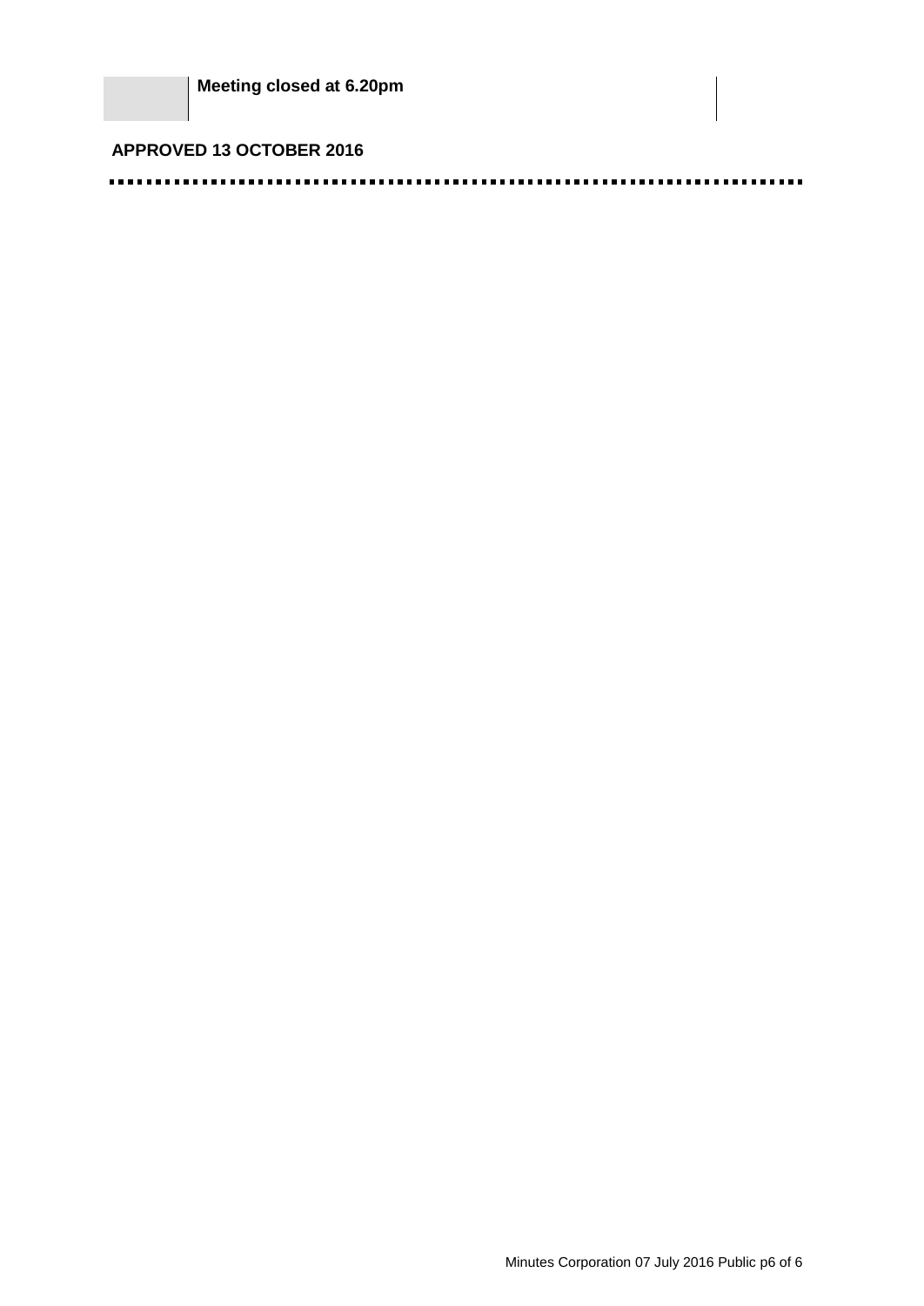| | |
|---|---|
| | **Meeting closed at 6.20pm** |

**APPROVED 13 OCTOBER 2016**